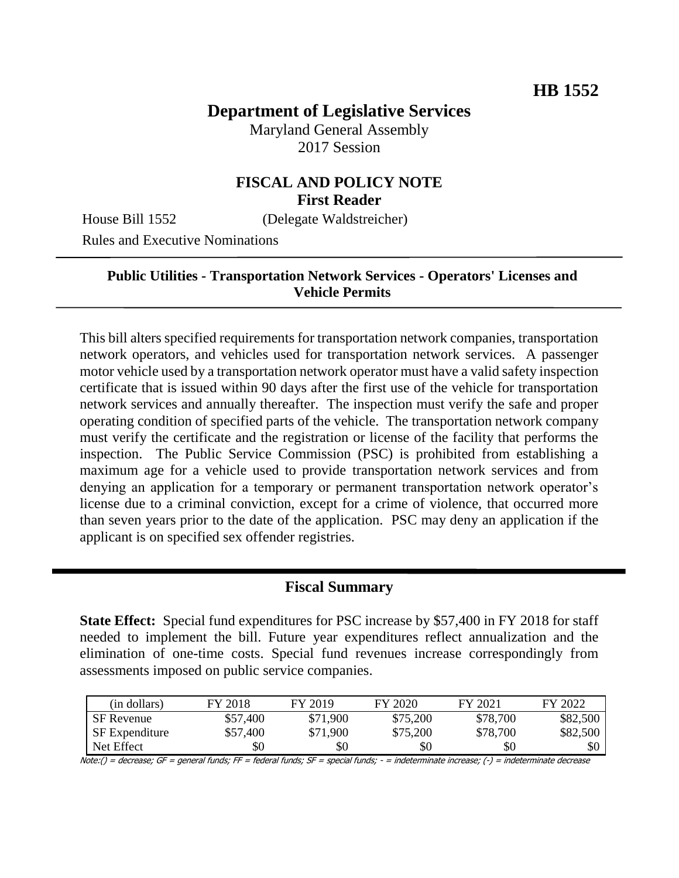**HB 1552**

# Department of Legislative Services

Maryland General Assembly
2017 Session

## FISCAL AND POLICY NOTE
**First Reader**

House Bill 1552 (Delegate Waldstreicher)
Rules and Executive Nominations

---

**Public Utilities - Transportation Network Services - Operators' Licenses and Vehicle Permits**

---

This bill alters specified requirements for transportation network companies, transportation network operators, and vehicles used for transportation network services. A passenger motor vehicle used by a transportation network operator must have a valid safety inspection certificate that is issued within 90 days after the first use of the vehicle for transportation network services and annually thereafter. The inspection must verify the safe and proper operating condition of specified parts of the vehicle. The transportation network company must verify the certificate and the registration or license of the facility that performs the inspection. The Public Service Commission (PSC) is prohibited from establishing a maximum age for a vehicle used to provide transportation network services and from denying an application for a temporary or permanent transportation network operator's license due to a criminal conviction, except for a crime of violence, that occurred more than seven years prior to the date of the application. PSC may deny an application if the applicant is on specified sex offender registries.

---

## Fiscal Summary

**State Effect:** Special fund expenditures for PSC increase by $57,400 in FY 2018 for staff needed to implement the bill. Future year expenditures reflect annualization and the elimination of one-time costs. Special fund revenues increase correspondingly from assessments imposed on public service companies.

| (in dollars) | FY 2018 | FY 2019 | FY 2020 | FY 2021 | FY 2022 |
|---|---|---|---|---|---|
| SF Revenue | $57,400 | $71,900 | $75,200 | $78,700 | $82,500 |
| SF Expenditure | $57,400 | $71,900 | $75,200 | $78,700 | $82,500 |
| Net Effect | $0 | $0 | $0 | $0 | $0 |

Note:() = decrease; GF = general funds; FF = federal funds; SF = special funds; - = indeterminate increase; (-) = indeterminate decrease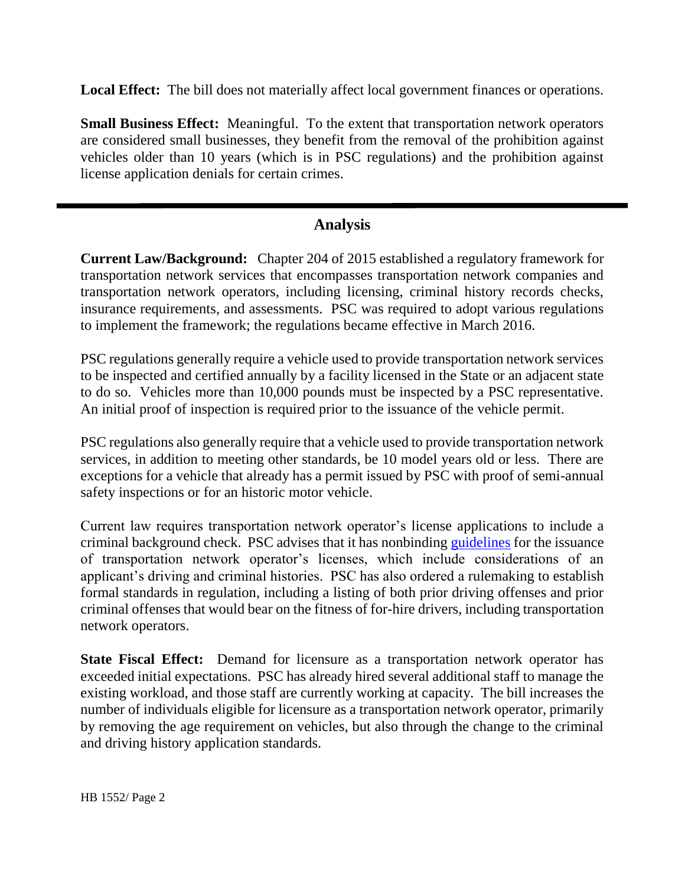**Local Effect:** The bill does not materially affect local government finances or operations.

**Small Business Effect:** Meaningful. To the extent that transportation network operators are considered small businesses, they benefit from the removal of the prohibition against vehicles older than 10 years (which is in PSC regulations) and the prohibition against license application denials for certain crimes.

## Analysis

**Current Law/Background:** Chapter 204 of 2015 established a regulatory framework for transportation network services that encompasses transportation network companies and transportation network operators, including licensing, criminal history records checks, insurance requirements, and assessments. PSC was required to adopt various regulations to implement the framework; the regulations became effective in March 2016.

PSC regulations generally require a vehicle used to provide transportation network services to be inspected and certified annually by a facility licensed in the State or an adjacent state to do so. Vehicles more than 10,000 pounds must be inspected by a PSC representative. An initial proof of inspection is required prior to the issuance of the vehicle permit.

PSC regulations also generally require that a vehicle used to provide transportation network services, in addition to meeting other standards, be 10 model years old or less. There are exceptions for a vehicle that already has a permit issued by PSC with proof of semi-annual safety inspections or for an historic motor vehicle.

Current law requires transportation network operator's license applications to include a criminal background check. PSC advises that it has nonbinding guidelines for the issuance of transportation network operator's licenses, which include considerations of an applicant's driving and criminal histories. PSC has also ordered a rulemaking to establish formal standards in regulation, including a listing of both prior driving offenses and prior criminal offenses that would bear on the fitness of for-hire drivers, including transportation network operators.

**State Fiscal Effect:** Demand for licensure as a transportation network operator has exceeded initial expectations. PSC has already hired several additional staff to manage the existing workload, and those staff are currently working at capacity. The bill increases the number of individuals eligible for licensure as a transportation network operator, primarily by removing the age requirement on vehicles, but also through the change to the criminal and driving history application standards.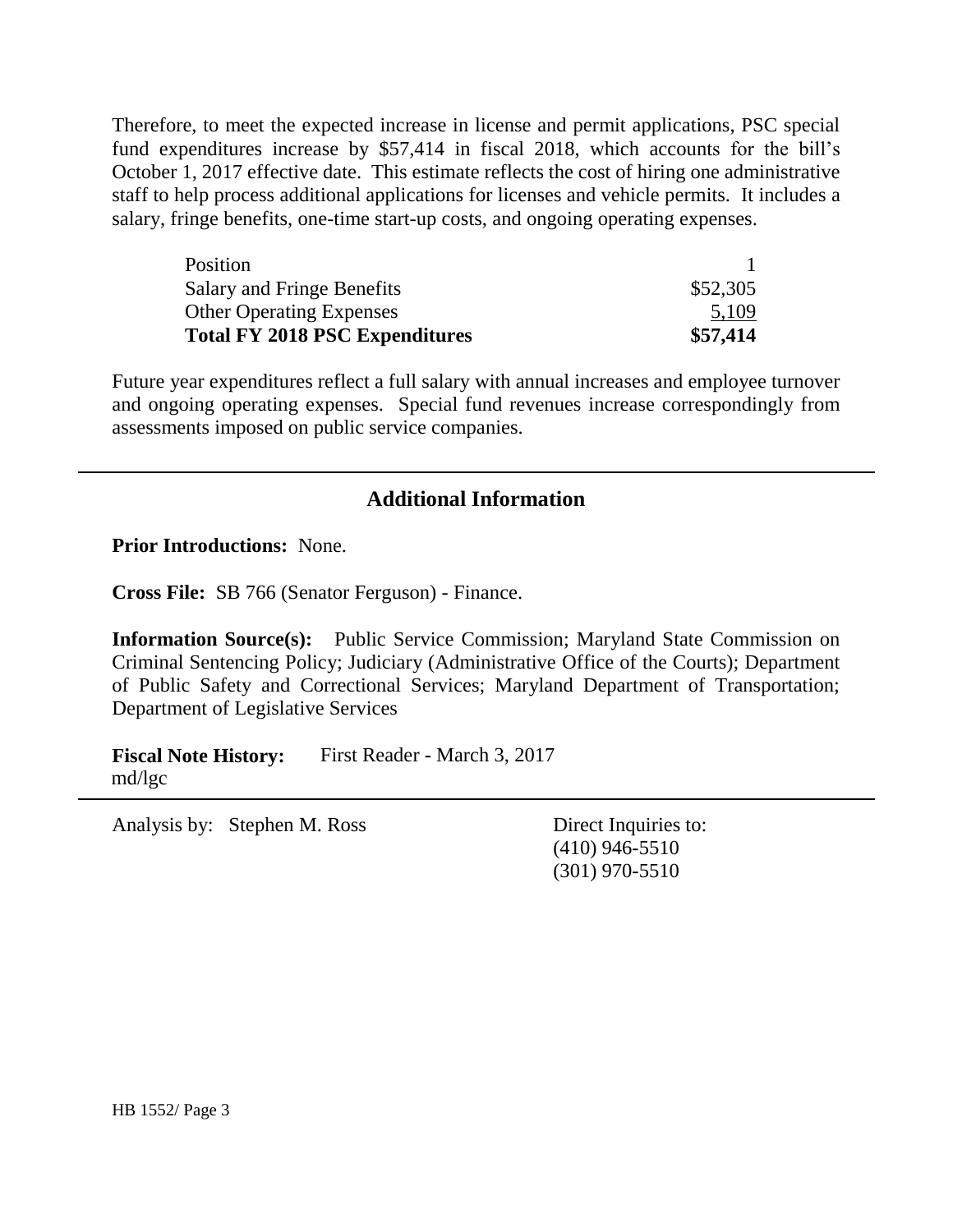Therefore, to meet the expected increase in license and permit applications, PSC special fund expenditures increase by $57,414 in fiscal 2018, which accounts for the bill's October 1, 2017 effective date. This estimate reflects the cost of hiring one administrative staff to help process additional applications for licenses and vehicle permits. It includes a salary, fringe benefits, one-time start-up costs, and ongoing operating expenses.

| | |
|---|---|
| Position | 1 |
| Salary and Fringe Benefits | $52,305 |
| Other Operating Expenses | 5,109 |
| **Total FY 2018 PSC Expenditures** | **$57,414** |

Future year expenditures reflect a full salary with annual increases and employee turnover and ongoing operating expenses. Special fund revenues increase correspondingly from assessments imposed on public service companies.

## Additional Information

**Prior Introductions:** None.

**Cross File:** SB 766 (Senator Ferguson) - Finance.

**Information Source(s):** Public Service Commission; Maryland State Commission on Criminal Sentencing Policy; Judiciary (Administrative Office of the Courts); Department of Public Safety and Correctional Services; Maryland Department of Transportation; Department of Legislative Services

**Fiscal Note History:** First Reader - March 3, 2017
md/lgc

Analysis by: Stephen M. Ross

Direct Inquiries to:
(410) 946-5510
(301) 970-5510